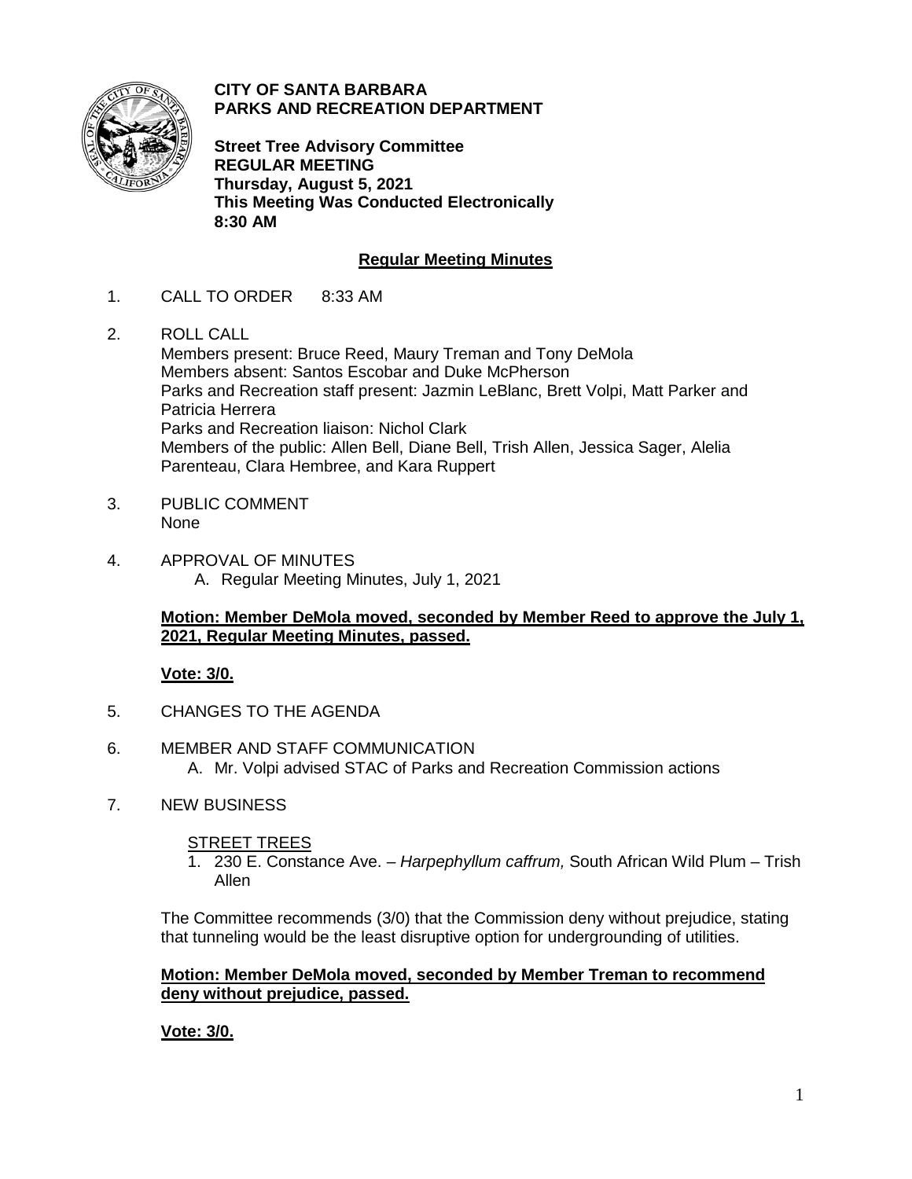**CITY OF SANTA BARBARA**
**PARKS AND RECREATION DEPARTMENT**

**Street Tree Advisory Committee**
**REGULAR MEETING**
**Thursday, August 5, 2021**
**This Meeting Was Conducted Electronically**
**8:30 AM**

## Regular Meeting Minutes

1. CALL TO ORDER 8:33 AM

2. ROLL CALL
   Members present: Bruce Reed, Maury Treman and Tony DeMola
   Members absent: Santos Escobar and Duke McPherson
   Parks and Recreation staff present: Jazmin LeBlanc, Brett Volpi, Matt Parker and Patricia Herrera
   Parks and Recreation liaison: Nichol Clark
   Members of the public: Allen Bell, Diane Bell, Trish Allen, Jessica Sager, Alelia Parenteau, Clara Hembree, and Kara Ruppert

3. PUBLIC COMMENT
   None

4. APPROVAL OF MINUTES
   A. Regular Meeting Minutes, July 1, 2021

   **Motion: Member DeMola moved, seconded by Member Reed to approve the July 1, 2021, Regular Meeting Minutes, passed.**

   **Vote: 3/0.**

5. CHANGES TO THE AGENDA

6. MEMBER AND STAFF COMMUNICATION
   A. Mr. Volpi advised STAC of Parks and Recreation Commission actions

7. NEW BUSINESS

   STREET TREES
   1. 230 E. Constance Ave. – *Harpephyllum caffrum,* South African Wild Plum – Trish Allen

   The Committee recommends (3/0) that the Commission deny without prejudice, stating that tunneling would be the least disruptive option for undergrounding of utilities.

   **Motion: Member DeMola moved, seconded by Member Treman to recommend deny without prejudice, passed.**

   **Vote: 3/0.**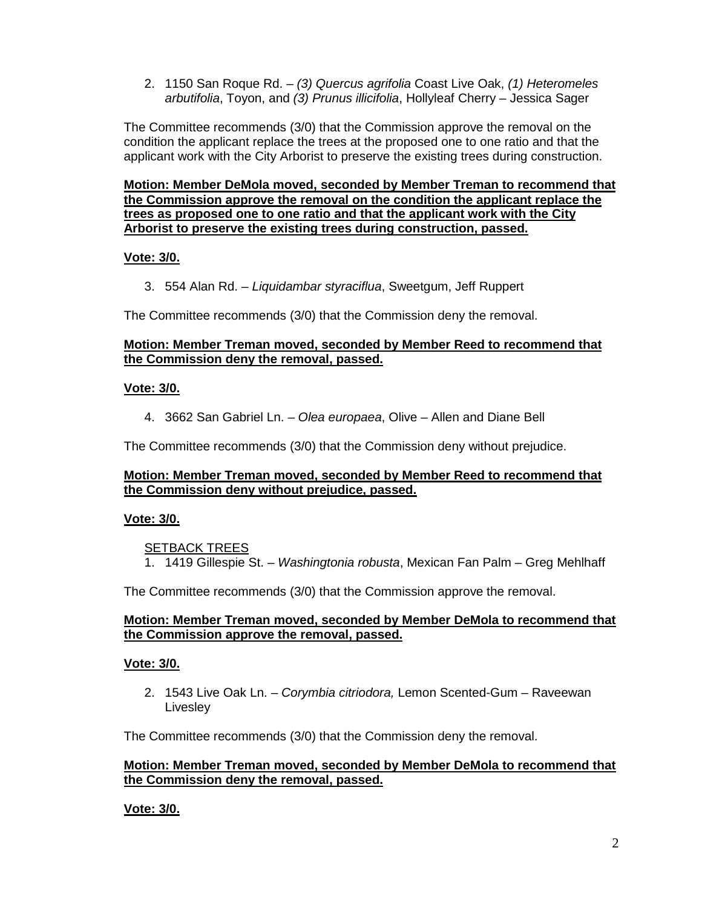2. 1150 San Roque Rd. – *(3) Quercus agrifolia* Coast Live Oak, *(1) Heteromeles arbutifolia*, Toyon, and *(3) Prunus illicifolia*, Hollyleaf Cherry – Jessica Sager

The Committee recommends (3/0) that the Commission approve the removal on the condition the applicant replace the trees at the proposed one to one ratio and that the applicant work with the City Arborist to preserve the existing trees during construction.

**Motion: Member DeMola moved, seconded by Member Treman to recommend that the Commission approve the removal on the condition the applicant replace the trees as proposed one to one ratio and that the applicant work with the City Arborist to preserve the existing trees during construction, passed.**

**Vote: 3/0.**

3. 554 Alan Rd. – *Liquidambar styraciflua*, Sweetgum, Jeff Ruppert

The Committee recommends (3/0) that the Commission deny the removal.

**Motion: Member Treman moved, seconded by Member Reed to recommend that the Commission deny the removal, passed.**

**Vote: 3/0.**

4. 3662 San Gabriel Ln. – *Olea europaea*, Olive – Allen and Diane Bell

The Committee recommends (3/0) that the Commission deny without prejudice.

**Motion: Member Treman moved, seconded by Member Reed to recommend that the Commission deny without prejudice, passed.**

**Vote: 3/0.**

SETBACK TREES

1. 1419 Gillespie St. – *Washingtonia robusta*, Mexican Fan Palm – Greg Mehlhaff

The Committee recommends (3/0) that the Commission approve the removal.

**Motion: Member Treman moved, seconded by Member DeMola to recommend that the Commission approve the removal, passed.**

**Vote: 3/0.**

2. 1543 Live Oak Ln. – *Corymbia citriodora,* Lemon Scented-Gum – Raveewan Livesley

The Committee recommends (3/0) that the Commission deny the removal.

**Motion: Member Treman moved, seconded by Member DeMola to recommend that the Commission deny the removal, passed.**

**Vote: 3/0.**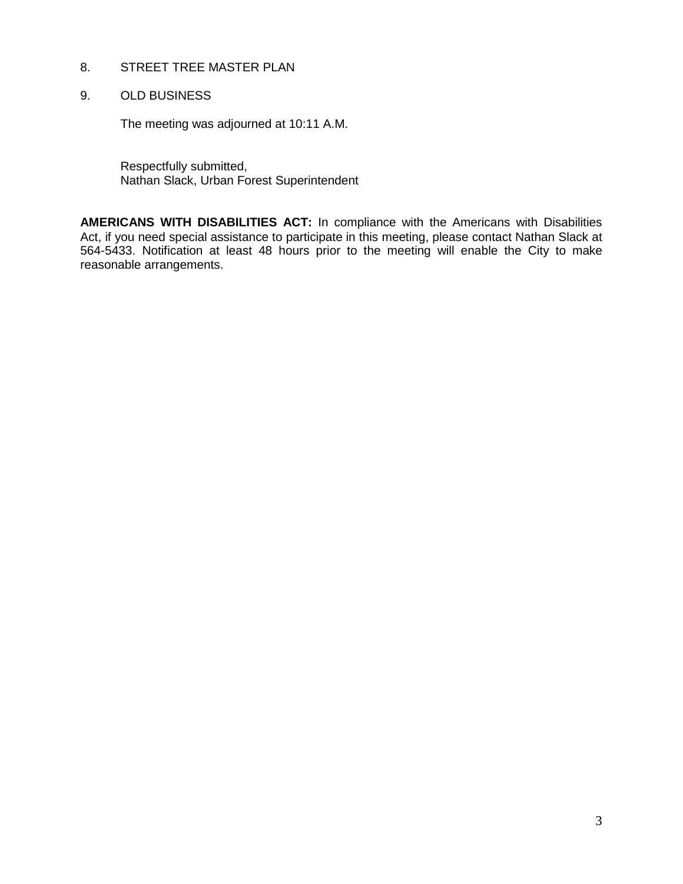8. STREET TREE MASTER PLAN

9. OLD BUSINESS

   The meeting was adjourned at 10:11 A.M.

   Respectfully submitted,
   Nathan Slack, Urban Forest Superintendent

**AMERICANS WITH DISABILITIES ACT:** In compliance with the Americans with Disabilities Act, if you need special assistance to participate in this meeting, please contact Nathan Slack at 564-5433. Notification at least 48 hours prior to the meeting will enable the City to make reasonable arrangements.